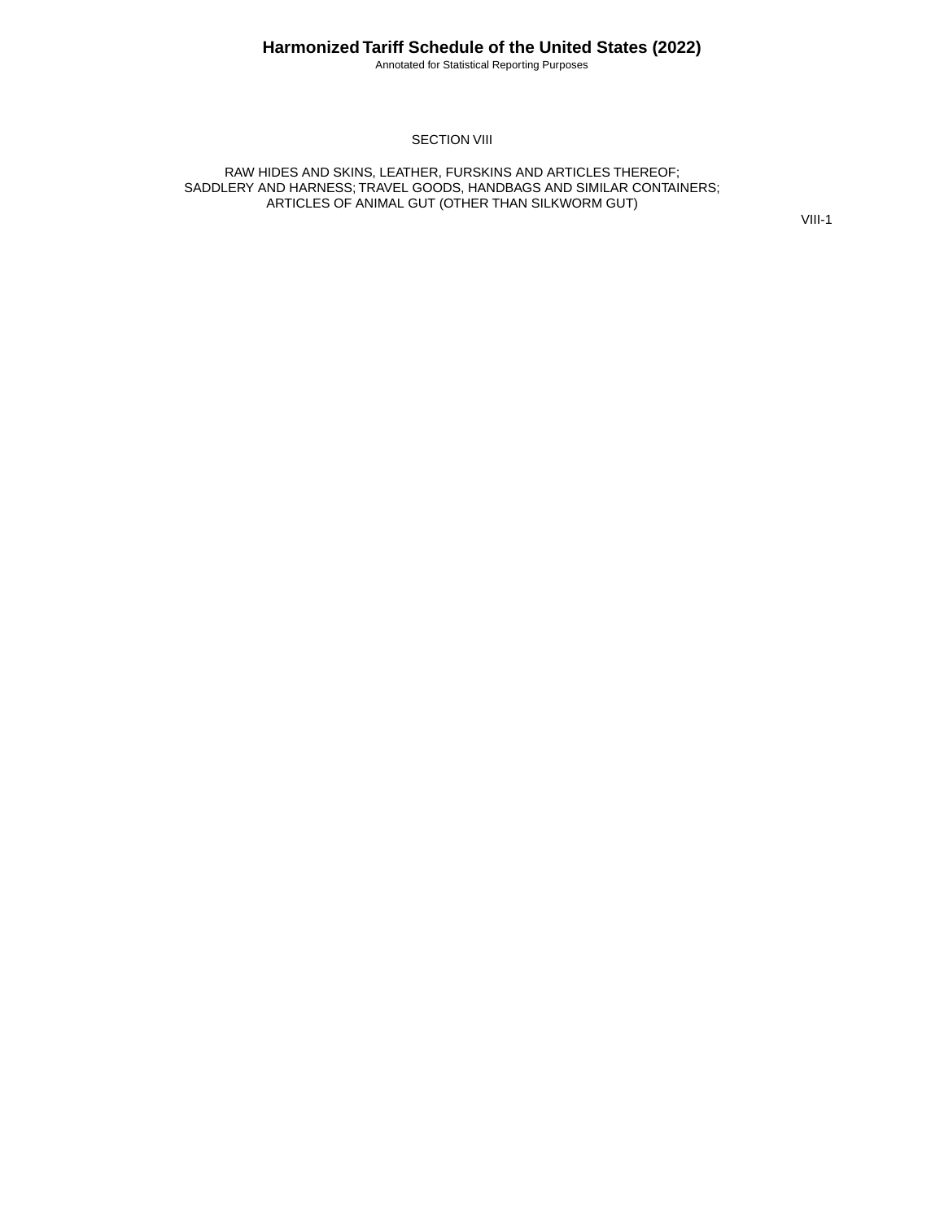# SECTION VIII

## RAW HIDES AND SKINS, LEATHER, FURSKINS AND ARTICLES THEREOF; SADDLERY AND HARNESS; TRAVEL GOODS, HANDBAGS AND SIMILAR CONTAINERS; ARTICLES OF ANIMAL GUT (OTHER THAN SILKWORM GUT)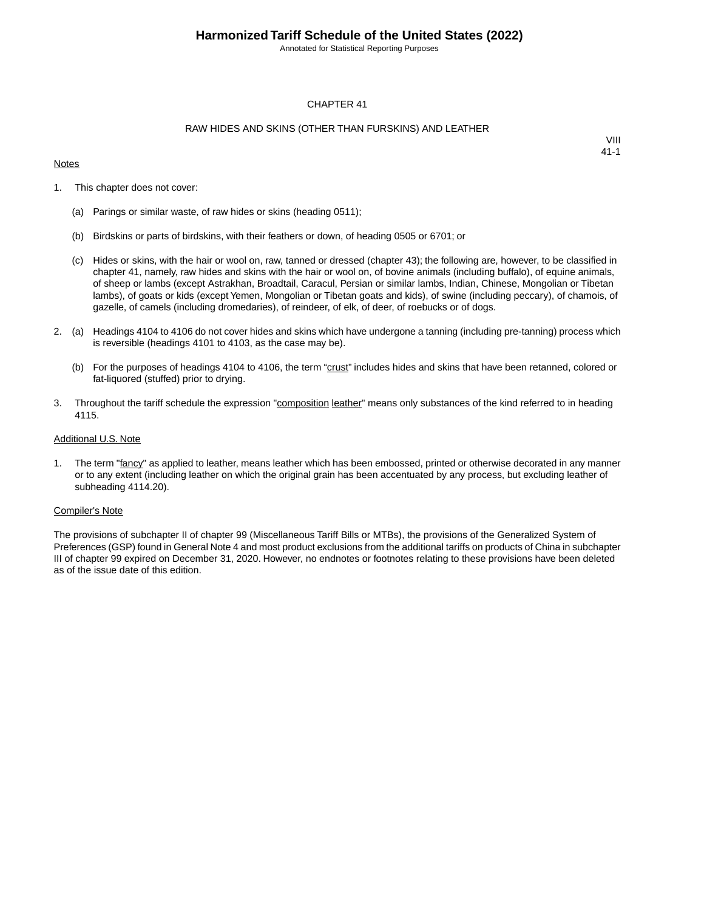# CHAPTER 41

## RAW HIDES AND SKINS (OTHER THAN FURSKINS) AND LEATHER

VIII
41-1

Notes

1. This chapter does not cover:

   (a) Parings or similar waste, of raw hides or skins (heading 0511);

   (b) Birdskins or parts of birdskins, with their feathers or down, of heading 0505 or 6701; or

   (c) Hides or skins, with the hair or wool on, raw, tanned or dressed (chapter 43); the following are, however, to be classified in chapter 41, namely, raw hides and skins with the hair or wool on, of bovine animals (including buffalo), of equine animals, of sheep or lambs (except Astrakhan, Broadtail, Caracul, Persian or similar lambs, Indian, Chinese, Mongolian or Tibetan lambs), of goats or kids (except Yemen, Mongolian or Tibetan goats and kids), of swine (including peccary), of chamois, of gazelle, of camels (including dromedaries), of reindeer, of elk, of deer, of roebucks or of dogs.

2. (a) Headings 4104 to 4106 do not cover hides and skins which have undergone a tanning (including pre-tanning) process which is reversible (headings 4101 to 4103, as the case may be).

   (b) For the purposes of headings 4104 to 4106, the term “crust” includes hides and skins that have been retanned, colored or fat-liquored (stuffed) prior to drying.

3. Throughout the tariff schedule the expression "composition leather" means only substances of the kind referred to in heading 4115.

Additional U.S. Note

1. The term "fancy" as applied to leather, means leather which has been embossed, printed or otherwise decorated in any manner or to any extent (including leather on which the original grain has been accentuated by any process, but excluding leather of subheading 4114.20).

Compiler's Note

The provisions of subchapter II of chapter 99 (Miscellaneous Tariff Bills or MTBs), the provisions of the Generalized System of Preferences (GSP) found in General Note 4 and most product exclusions from the additional tariffs on products of China in subchapter III of chapter 99 expired on December 31, 2020. However, no endnotes or footnotes relating to these provisions have been deleted as of the issue date of this edition.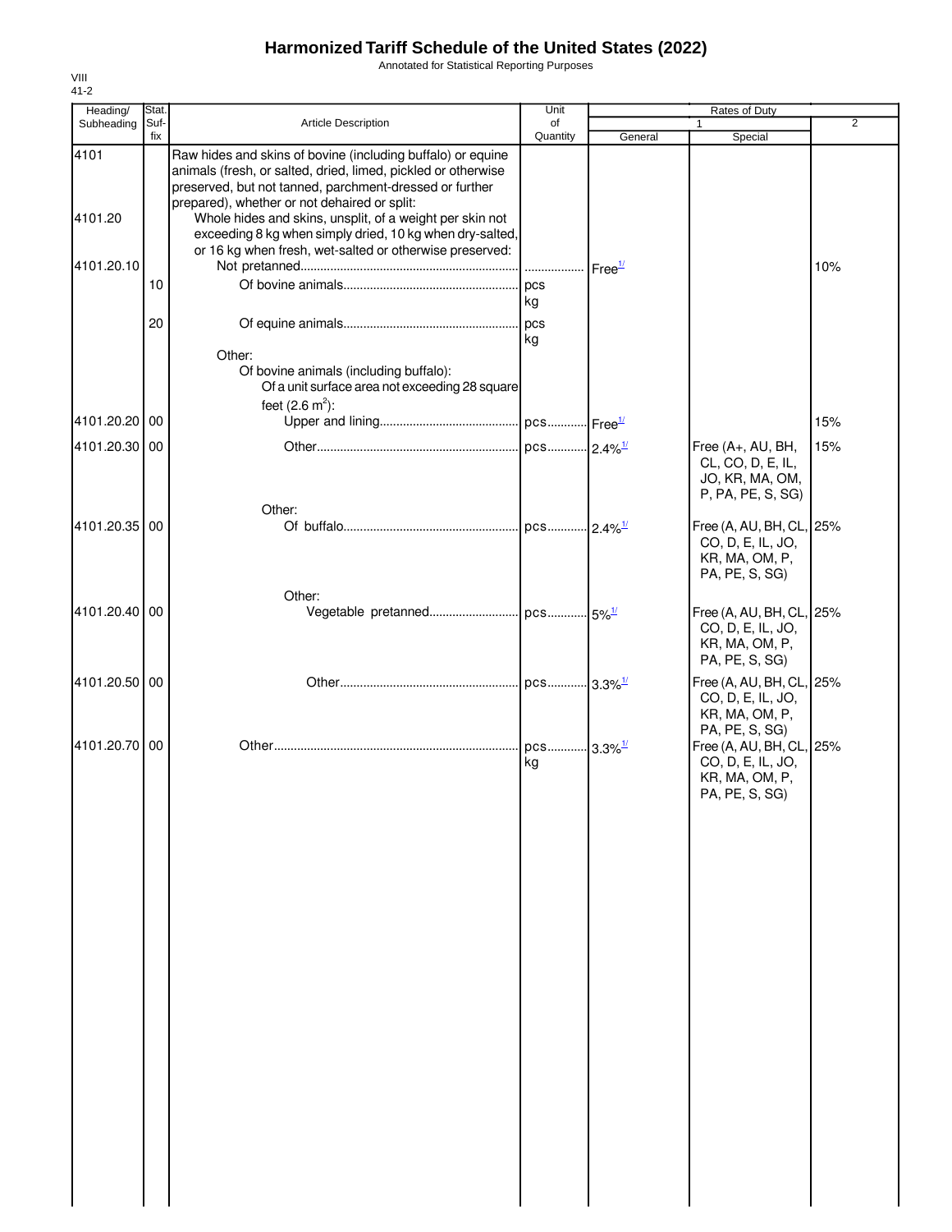# Harmonized Tariff Schedule of the United States (2022)

Annotated for Statistical Reporting Purposes

VIII
41-2

| Heading/ Subheading | Stat. Suf- fix | Article Description | Unit of Quantity | Rates of Duty 1 General | Special | 2 |
|---|---|---|---|---|---|---|
| 4101 | | Raw hides and skins of bovine (including buffalo) or equine animals (fresh, or salted, dried, limed, pickled or otherwise preserved, but not tanned, parchment-dressed or further prepared), whether or not dehaired or split: | | | | |
| 4101.20 | | Whole hides and skins, unsplit, of a weight per skin not exceeding 8 kg when simply dried, 10 kg when dry-salted, or 16 kg when fresh, wet-salted or otherwise preserved: | | | | |
| 4101.20.10 | | Not pretanned | | Free[1/] | | 10% |
| | 10 | Of bovine animals | pcs kg | | | |
| | 20 | Of equine animals | pcs kg | | | |
| | | Other: | | | | |
| | | Of bovine animals (including buffalo): | | | | |
| | | Of a unit surface area not exceeding 28 square feet (2.6 $m^2$): | | | | |
| 4101.20.20 | 00 | Upper and lining | pcs | Free[1/] | | 15% |
| 4101.20.30 | 00 | Other | pcs | 2.4%[1/] | Free (A+, AU, BH, CL, CO, D, E, IL, JO, KR, MA, OM, P, PA, PE, S, SG) | 15% |
| | | Other: | | | | |
| 4101.20.35 | 00 | Of buffalo | pcs | 2.4%[1/] | Free (A, AU, BH, CL, CO, D, E, IL, JO, KR, MA, OM, P, PA, PE, S, SG) | 25% |
| | | Other: | | | | |
| 4101.20.40 | 00 | Vegetable pretanned | pcs | 5%[1/] | Free (A, AU, BH, CL, CO, D, E, IL, JO, KR, MA, OM, P, PA, PE, S, SG) | 25% |
| 4101.20.50 | 00 | Other | pcs | 3.3%[1/] | Free (A, AU, BH, CL, CO, D, E, IL, JO, KR, MA, OM, P, PA, PE, S, SG) | 25% |
| 4101.20.70 | 00 | Other | pcs kg | 3.3%[1/] | Free (A, AU, BH, CL, CO, D, E, IL, JO, KR, MA, OM, P, PA, PE, S, SG) | 25% |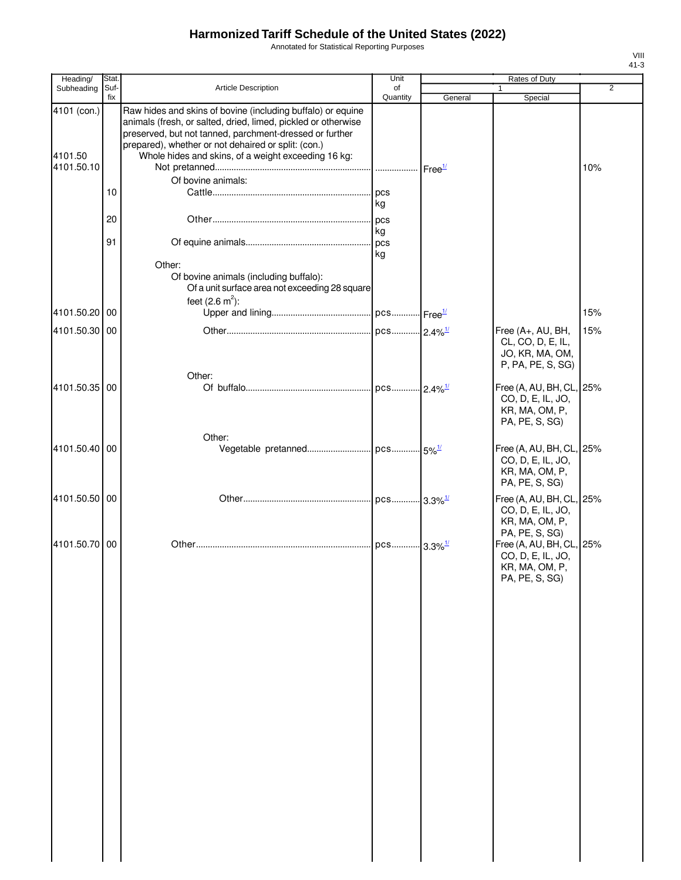# Harmonized Tariff Schedule of the United States (2022)

Annotated for Statistical Reporting Purposes

VIII
41-3

| Heading/ Subheading | Stat. Suf- fix | Article Description | Unit of Quantity | Rates of Duty 1 General | Special | 2 |
|---|---|---|---|---|---|---|
| 4101 (con.) | | Raw hides and skins of bovine (including buffalo) or equine animals (fresh, or salted, dried, limed, pickled or otherwise preserved, but not tanned, parchment-dressed or further prepared), whether or not dehaired or split: (con.) | | | | |
| 4101.50 | | Whole hides and skins, of a weight exceeding 16 kg: | | | | |
| 4101.50.10 | | Not pretanned | | Free[1/] | | 10% |
| | | Of bovine animals: | | | | |
| | 10 | Cattle | pcs kg | | | |
| | 20 | Other | pcs kg | | | |
| | 91 | Of equine animals | pcs kg | | | |
| | | Other: | | | | |
| | | Of bovine animals (including buffalo): | | | | |
| | | Of a unit surface area not exceeding 28 square feet (2.6 $m^2$): | | | | |
| 4101.50.20 | 00 | Upper and lining | pcs | Free[1/] | | 15% |
| 4101.50.30 | 00 | Other | pcs | 2.4%[1/] | Free (A+, AU, BH, CL, CO, D, E, IL, JO, KR, MA, OM, P, PA, PE, S, SG) | 15% |
| | | Other: | | | | |
| 4101.50.35 | 00 | Of buffalo | pcs | 2.4%[1/] | Free (A, AU, BH, CL, CO, D, E, IL, JO, KR, MA, OM, P, PA, PE, S, SG) | 25% |
| | | Other: | | | | |
| 4101.50.40 | 00 | Vegetable pretanned | pcs | 5%[1/] | Free (A, AU, BH, CL, CO, D, E, IL, JO, KR, MA, OM, P, PA, PE, S, SG) | 25% |
| 4101.50.50 | 00 | Other | pcs | 3.3%[1/] | Free (A, AU, BH, CL, CO, D, E, IL, JO, KR, MA, OM, P, PA, PE, S, SG) | 25% |
| 4101.50.70 | 00 | Other | pcs | 3.3%[1/] | Free (A, AU, BH, CL, CO, D, E, IL, JO, KR, MA, OM, P, PA, PE, S, SG) | 25% |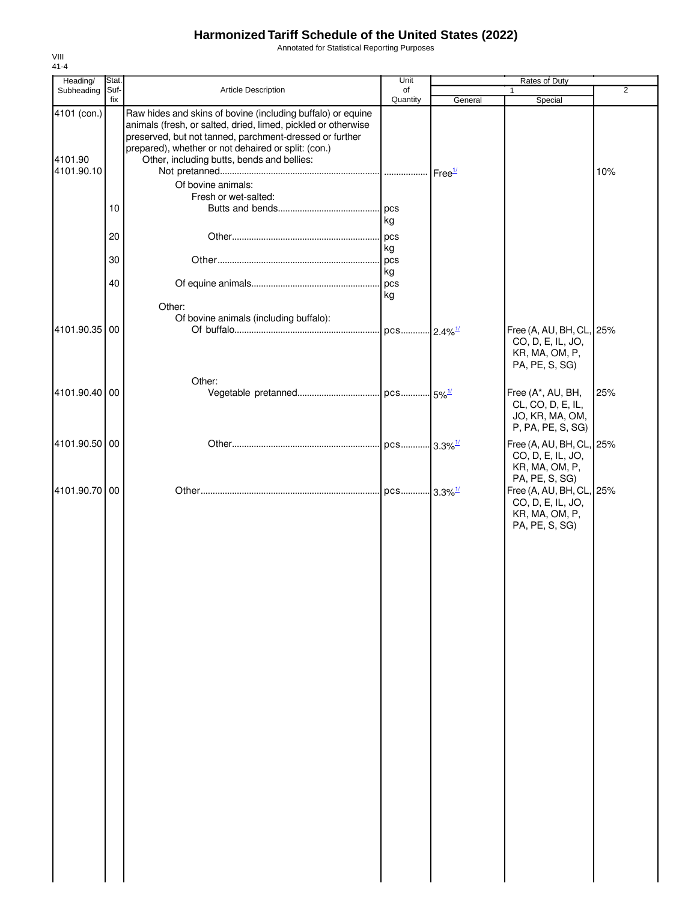# Harmonized Tariff Schedule of the United States (2022)

Annotated for Statistical Reporting Purposes

VIII
41-4

| Heading/ Subheading | Stat. Suf- fix | Article Description | Unit of Quantity | Rates of Duty 1 General | Special | 2 |
|---|---|---|---|---|---|---|
| 4101 (con.) | | Raw hides and skins of bovine (including buffalo) or equine animals (fresh, or salted, dried, limed, pickled or otherwise preserved, but not tanned, parchment-dressed or further prepared), whether or not dehaired or split: (con.) | | | | |
| 4101.90 | | Other, including butts, bends and bellies: | | | | |
| 4101.90.10 | | Not pretanned | | Free[1/] | | 10% |
| | | Of bovine animals: | | | | |
| | | Fresh or wet-salted: | | | | |
| | 10 | Butts and bends | pcs kg | | | |
| | 20 | Other | pcs kg | | | |
| | 30 | Other | pcs kg | | | |
| | 40 | Of equine animals | pcs kg | | | |
| | | Other: | | | | |
| | | Of bovine animals (including buffalo): | | | | |
| 4101.90.35 | 00 | Of buffalo | pcs | 2.4%[1/] | Free (A, AU, BH, CL, CO, D, E, IL, JO, KR, MA, OM, P, PA, PE, S, SG) | 25% |
| | | Other: | | | | |
| 4101.90.40 | 00 | Vegetable pretanned | pcs | 5%[1/] | Free (A*, AU, BH, CL, CO, D, E, IL, JO, KR, MA, OM, P, PA, PE, S, SG) | 25% |
| 4101.90.50 | 00 | Other | pcs | 3.3%[1/] | Free (A, AU, BH, CL, CO, D, E, IL, JO, KR, MA, OM, P, PA, PE, S, SG) | 25% |
| 4101.90.70 | 00 | Other | pcs | 3.3%[1/] | Free (A, AU, BH, CL, CO, D, E, IL, JO, KR, MA, OM, P, PA, PE, S, SG) | 25% |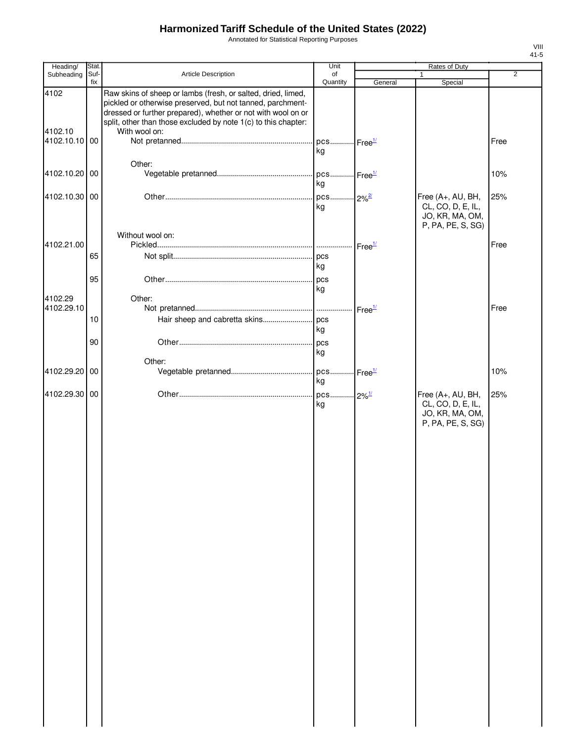# Harmonized Tariff Schedule of the United States (2022)

Annotated for Statistical Reporting Purposes

VIII
41-5

| Heading/ Subheading | Stat. Suf- fix | Article Description | Unit of Quantity | Rates of Duty 1 General | Special | 2 |
|---|---|---|---|---|---|---|
| 4102 | | Raw skins of sheep or lambs (fresh, or salted, dried, limed, pickled or otherwise preserved, but not tanned, parchment-dressed or further prepared), whether or not with wool on or split, other than those excluded by note 1(c) to this chapter: | | | | |
| 4102.10 | | With wool on: | | | | |
| 4102.10.10 | 00 | Not pretanned | pcs kg | Free[1/] | | Free |
| | | Other: | | | | |
| 4102.10.20 | 00 | Vegetable pretanned | pcs kg | Free[1/] | | 10% |
| 4102.10.30 | 00 | Other | pcs kg | 2%[2/] | Free (A+, AU, BH, CL, CO, D, E, IL, JO, KR, MA, OM, P, PA, PE, S, SG) | 25% |
| | | Without wool on: | | | | |
| 4102.21.00 | | Pickled | | Free[1/] | | Free |
| | 65 | Not split | pcs kg | | | |
| | 95 | Other | pcs kg | | | |
| 4102.29 | | Other: | | | | |
| 4102.29.10 | | Not pretanned | | Free[1/] | | Free |
| | 10 | Hair sheep and cabretta skins | pcs kg | | | |
| | 90 | Other | pcs kg | | | |
| | | Other: | | | | |
| 4102.29.20 | 00 | Vegetable pretanned | pcs kg | Free[1/] | | 10% |
| 4102.29.30 | 00 | Other | pcs kg | 2%[1/] | Free (A+, AU, BH, CL, CO, D, E, IL, JO, KR, MA, OM, P, PA, PE, S, SG) | 25% |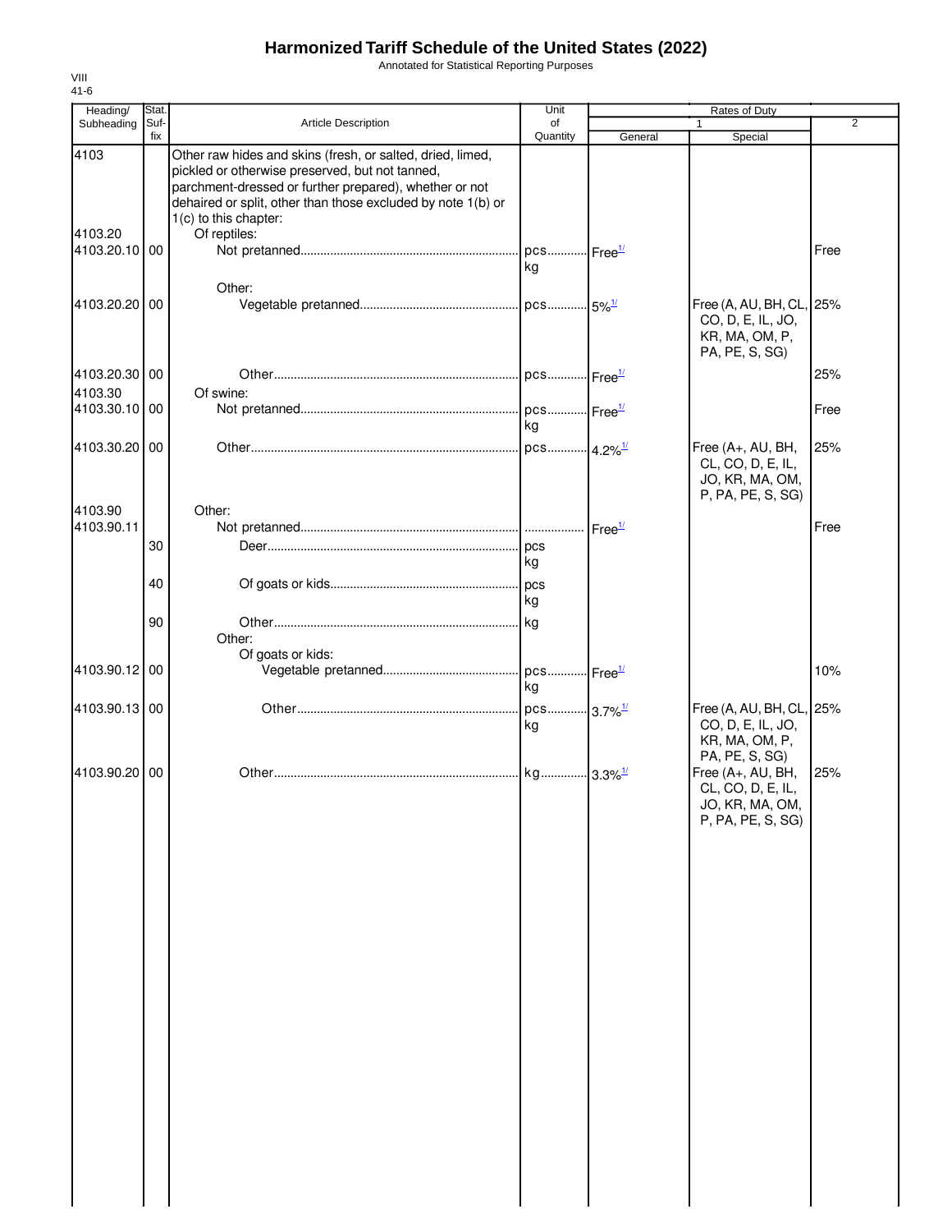# Harmonized Tariff Schedule of the United States (2022)

Annotated for Statistical Reporting Purposes

VIII
41-6

| Heading/ Subheading | Stat. Suf-fix | Article Description | Unit of Quantity | Rates of Duty 1 General | Rates of Duty 1 Special | Rates of Duty 2 |
|---|---|---|---|---|---|---|
| 4103 | | Other raw hides and skins (fresh, or salted, dried, limed, pickled or otherwise preserved, but not tanned, parchment-dressed or further prepared), whether or not dehaired or split, other than those excluded by note 1(b) or 1(c) to this chapter: | | | | |
| 4103.20 | | Of reptiles: | | | | |
| 4103.20.10 | 00 | Not pretanned | pcs kg | Free[1/] | | Free |
| | | Other: | | | | |
| 4103.20.20 | 00 | Vegetable pretanned | pcs | 5%[1/] | Free (A, AU, BH, CL, CO, D, E, IL, JO, KR, MA, OM, P, PA, PE, S, SG) | 25% |
| 4103.20.30 | 00 | Other | pcs | Free[1/] | | 25% |
| 4103.30 | | Of swine: | | | | |
| 4103.30.10 | 00 | Not pretanned | pcs kg | Free[1/] | | Free |
| 4103.30.20 | 00 | Other | pcs | 4.2%[1/] | Free (A+, AU, BH, CL, CO, D, E, IL, JO, KR, MA, OM, P, PA, PE, S, SG) | 25% |
| 4103.90 | | Other: | | | | |
| 4103.90.11 | | Not pretanned | | Free[1/] | | Free |
| | 30 | Deer | pcs kg | | | |
| | 40 | Of goats or kids | pcs kg | | | |
| | 90 | Other | kg | | | |
| | | Other: | | | | |
| | | Of goats or kids: | | | | |
| 4103.90.12 | 00 | Vegetable pretanned | pcs kg | Free[1/] | | 10% |
| 4103.90.13 | 00 | Other | pcs kg | 3.7%[1/] | Free (A, AU, BH, CL, CO, D, E, IL, JO, KR, MA, OM, P, PA, PE, S, SG) | 25% |
| 4103.90.20 | 00 | Other | kg | 3.3%[1/] | Free (A+, AU, BH, CL, CO, D, E, IL, JO, KR, MA, OM, P, PA, PE, S, SG) | 25% |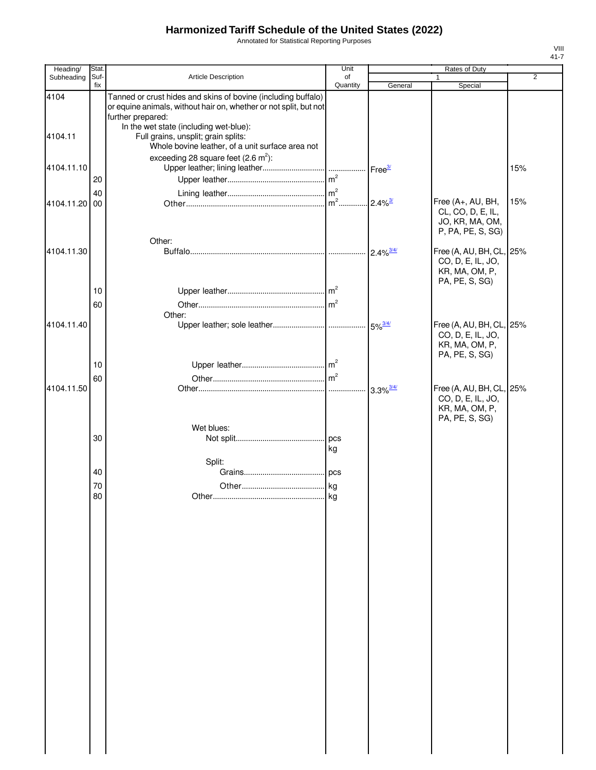# Harmonized Tariff Schedule of the United States (2022)

Annotated for Statistical Reporting Purposes

VIII
41-7

| Heading/ Subheading | Stat. Suf- fix | Article Description | Unit of Quantity | Rates of Duty 1 General | Special | 2 |
|---|---|---|---|---|---|---|
| 4104 | | Tanned or crust hides and skins of bovine (including buffalo) or equine animals, without hair on, whether or not split, but not further prepared: | | | | |
| | | In the wet state (including wet-blue): | | | | |
| 4104.11 | | Full grains, unsplit; grain splits: | | | | |
| | | Whole bovine leather, of a unit surface area not exceeding 28 square feet (2.6 $m^2$): | | | | |
| 4104.11.10 | | Upper leather; lining leather | | Free[3/] | | 15% |
| | 20 | Upper leather | $m^2$ | | | |
| | 40 | Lining leather | $m^2$ | | | |
| 4104.11.20 | 00 | Other | $m^2$ | 2.4%[3/] | Free (A+, AU, BH, CL, CO, D, E, IL, JO, KR, MA, OM, P, PA, PE, S, SG) | 15% |
| | | Other: | | | | |
| 4104.11.30 | | Buffalo | | 2.4%[3/4/] | Free (A, AU, BH, CL, CO, D, E, IL, JO, KR, MA, OM, P, PA, PE, S, SG) | 25% |
| | 10 | Upper leather | $m^2$ | | | |
| | 60 | Other | $m^2$ | | | |
| | | Other: | | | | |
| 4104.11.40 | | Upper leather; sole leather | | 5%[3/4/] | Free (A, AU, BH, CL, CO, D, E, IL, JO, KR, MA, OM, P, PA, PE, S, SG) | 25% |
| | 10 | Upper leather | $m^2$ | | | |
| | 60 | Other | $m^2$ | | | |
| 4104.11.50 | | Other | | 3.3%[3/4/] | Free (A, AU, BH, CL, CO, D, E, IL, JO, KR, MA, OM, P, PA, PE, S, SG) | 25% |
| | | Wet blues: | | | | |
| | 30 | Not split | pcs kg | | | |
| | | Split: | | | | |
| | 40 | Grains | pcs | | | |
| | 70 | Other | kg | | | |
| | 80 | Other | kg | | | |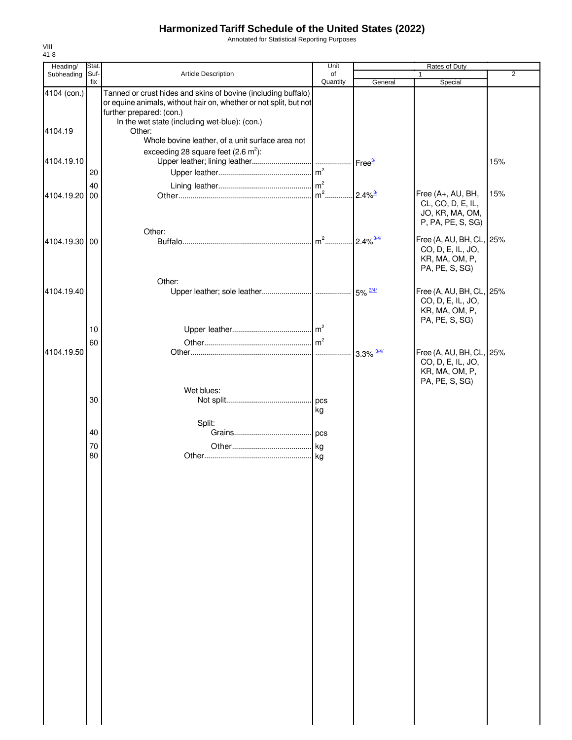# Harmonized Tariff Schedule of the United States (2022)

Annotated for Statistical Reporting Purposes

VIII
41-8

| Heading/ Subheading | Stat. Suf- fix | Article Description | Unit of Quantity | Rates of Duty 1 General | Special | 2 |
|---|---|---|---|---|---|---|
| 4104 (con.) | | Tanned or crust hides and skins of bovine (including buffalo) or equine animals, without hair on, whether or not split, but not further prepared: (con.) | | | | |
| | | In the wet state (including wet-blue): (con.) | | | | |
| 4104.19 | | Other: | | | | |
| | | Whole bovine leather, of a unit surface area not exceeding 28 square feet (2.6 $m^2$): | | | | |
| 4104.19.10 | | Upper leather; lining leather | | Free[3/] | | 15% |
| | 20 | Upper leather | $m^2$ | | | |
| | 40 | Lining leather | $m^2$ | | | |
| 4104.19.20 | 00 | Other | $m^2$ | 2.4%[3/] | Free (A+, AU, BH, CL, CO, D, E, IL, JO, KR, MA, OM, P, PA, PE, S, SG) | 15% |
| | | Other: | | | | |
| 4104.19.30 | 00 | Buffalo | $m^2$ | 2.4%[3/4/] | Free (A, AU, BH, CL, CO, D, E, IL, JO, KR, MA, OM, P, PA, PE, S, SG) | 25% |
| | | Other: | | | | |
| 4104.19.40 | | Upper leather; sole leather | | 5%[3/4/] | Free (A, AU, BH, CL, CO, D, E, IL, JO, KR, MA, OM, P, PA, PE, S, SG) | 25% |
| | 10 | Upper leather | $m^2$ | | | |
| | 60 | Other | $m^2$ | | | |
| 4104.19.50 | | Other | | 3.3%[3/4/] | Free (A, AU, BH, CL, CO, D, E, IL, JO, KR, MA, OM, P, PA, PE, S, SG) | 25% |
| | | Wet blues: | | | | |
| | 30 | Not split | pcs kg | | | |
| | | Split: | | | | |
| | 40 | Grains | pcs | | | |
| | 70 | Other | kg | | | |
| | 80 | Other | kg | | | |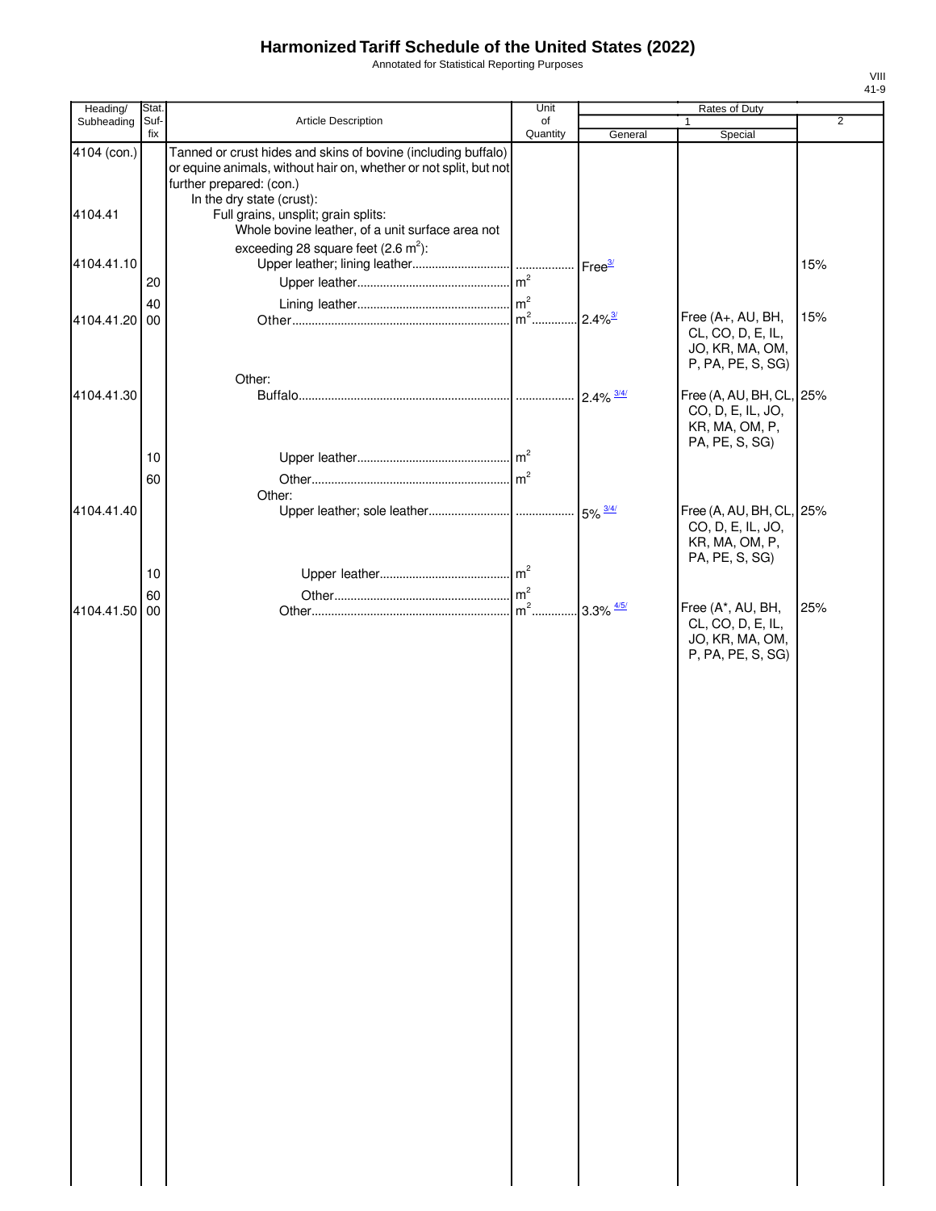# Harmonized Tariff Schedule of the United States (2022)

Annotated for Statistical Reporting Purposes

| Heading/ Subheading | Stat. Suf- fix | Article Description | Unit of Quantity | Rates of Duty 1 General | 1 Special | 2 |
|---|---|---|---|---|---|---|
| 4104 (con.) | | Tanned or crust hides and skins of bovine (including buffalo) or equine animals, without hair on, whether or not split, but not further prepared: (con.) | | | | |
| | | In the dry state (crust): | | | | |
| 4104.41 | | Full grains, unsplit; grain splits: | | | | |
| | | Whole bovine leather, of a unit surface area not exceeding 28 square feet (2.6 $m^2$): | | | | |
| 4104.41.10 | | Upper leather; lining leather | | Free[3/] | | 15% |
| | 20 | Upper leather | $m^2$ | | | |
| | 40 | Lining leather | $m^2$ | | | |
| 4104.41.20 | 00 | Other | $m^2$ | 2.4%[3/] | Free (A+, AU, BH, CL, CO, D, E, IL, JO, KR, MA, OM, P, PA, PE, S, SG) | 15% |
| | | Other: | | | | |
| 4104.41.30 | | Buffalo | | 2.4%[3/4/] | Free (A, AU, BH, CL, CO, D, E, IL, JO, KR, MA, OM, P, PA, PE, S, SG) | 25% |
| | 10 | Upper leather | $m^2$ | | | |
| | 60 | Other | $m^2$ | | | |
| | | Other: | | | | |
| 4104.41.40 | | Upper leather; sole leather | | 5%[3/4/] | Free (A, AU, BH, CL, CO, D, E, IL, JO, KR, MA, OM, P, PA, PE, S, SG) | 25% |
| | 10 | Upper leather | $m^2$ | | | |
| | 60 | Other | $m^2$ | | | |
| 4104.41.50 | 00 | Other | $m^2$ | 3.3%[4/5/] | Free (A*, AU, BH, CL, CO, D, E, IL, JO, KR, MA, OM, P, PA, PE, S, SG) | 25% |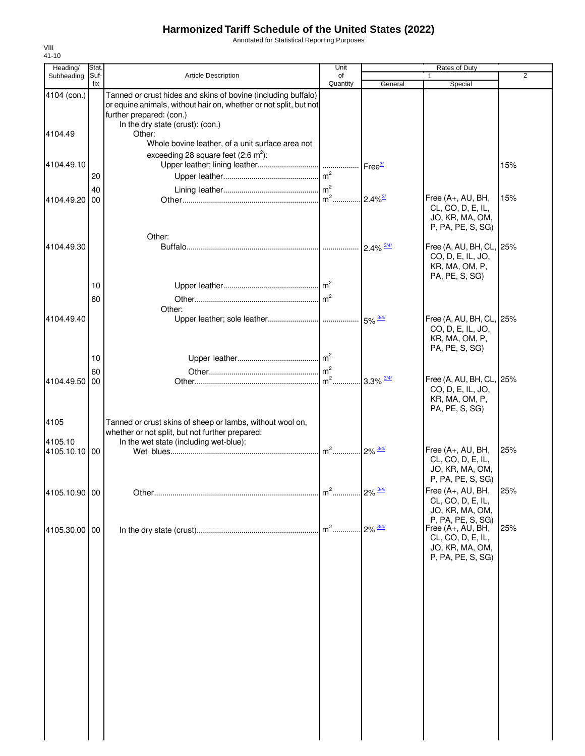# Harmonized Tariff Schedule of the United States (2022)

Annotated for Statistical Reporting Purposes

VIII
41-10

| Heading/ Subheading | Stat. Suf- fix | Article Description | Unit of Quantity | Rates of Duty 1 General | Special | 2 |
|---|---|---|---|---|---|---|
| 4104 (con.) | | Tanned or crust hides and skins of bovine (including buffalo) or equine animals, without hair on, whether or not split, but not further prepared: (con.) | | | | |
| | | In the dry state (crust): (con.) | | | | |
| 4104.49 | | Other: | | | | |
| | | Whole bovine leather, of a unit surface area not exceeding 28 square feet (2.6 $m^2$): | | | | |
| 4104.49.10 | | Upper leather; lining leather | | Free[3/] | | 15% |
| | 20 | Upper leather | $m^2$ | | | |
| | 40 | Lining leather | $m^2$ | | | |
| 4104.49.20 | 00 | Other | $m^2$ | 2.4%[3/] | Free (A+, AU, BH, CL, CO, D, E, IL, JO, KR, MA, OM, P, PA, PE, S, SG) | 15% |
| | | Other: | | | | |
| 4104.49.30 | | Buffalo | | 2.4% [3/4/] | Free (A, AU, BH, CL, CO, D, E, IL, JO, KR, MA, OM, P, PA, PE, S, SG) | 25% |
| | 10 | Upper leather | $m^2$ | | | |
| | 60 | Other | $m^2$ | | | |
| | | Other: | | | | |
| 4104.49.40 | | Upper leather; sole leather | | 5% [3/4/] | Free (A, AU, BH, CL, CO, D, E, IL, JO, KR, MA, OM, P, PA, PE, S, SG) | 25% |
| | 10 | Upper leather | $m^2$ | | | |
| | 60 | Other | $m^2$ | | | |
| 4104.49.50 | 00 | Other | $m^2$ | 3.3% [3/4/] | Free (A, AU, BH, CL, CO, D, E, IL, JO, KR, MA, OM, P, PA, PE, S, SG) | 25% |
| 4105 | | Tanned or crust skins of sheep or lambs, without wool on, whether or not split, but not further prepared: | | | | |
| 4105.10 | | In the wet state (including wet-blue): | | | | |
| 4105.10.10 | 00 | Wet blues | $m^2$ | 2% [3/4/] | Free (A+, AU, BH, CL, CO, D, E, IL, JO, KR, MA, OM, P, PA, PE, S, SG) | 25% |
| 4105.10.90 | 00 | Other | $m^2$ | 2% [3/4/] | Free (A+, AU, BH, CL, CO, D, E, IL, JO, KR, MA, OM, P, PA, PE, S, SG) | 25% |
| 4105.30.00 | 00 | In the dry state (crust) | $m^2$ | 2% [3/4/] | Free (A+, AU, BH, CL, CO, D, E, IL, JO, KR, MA, OM, P, PA, PE, S, SG) | 25% |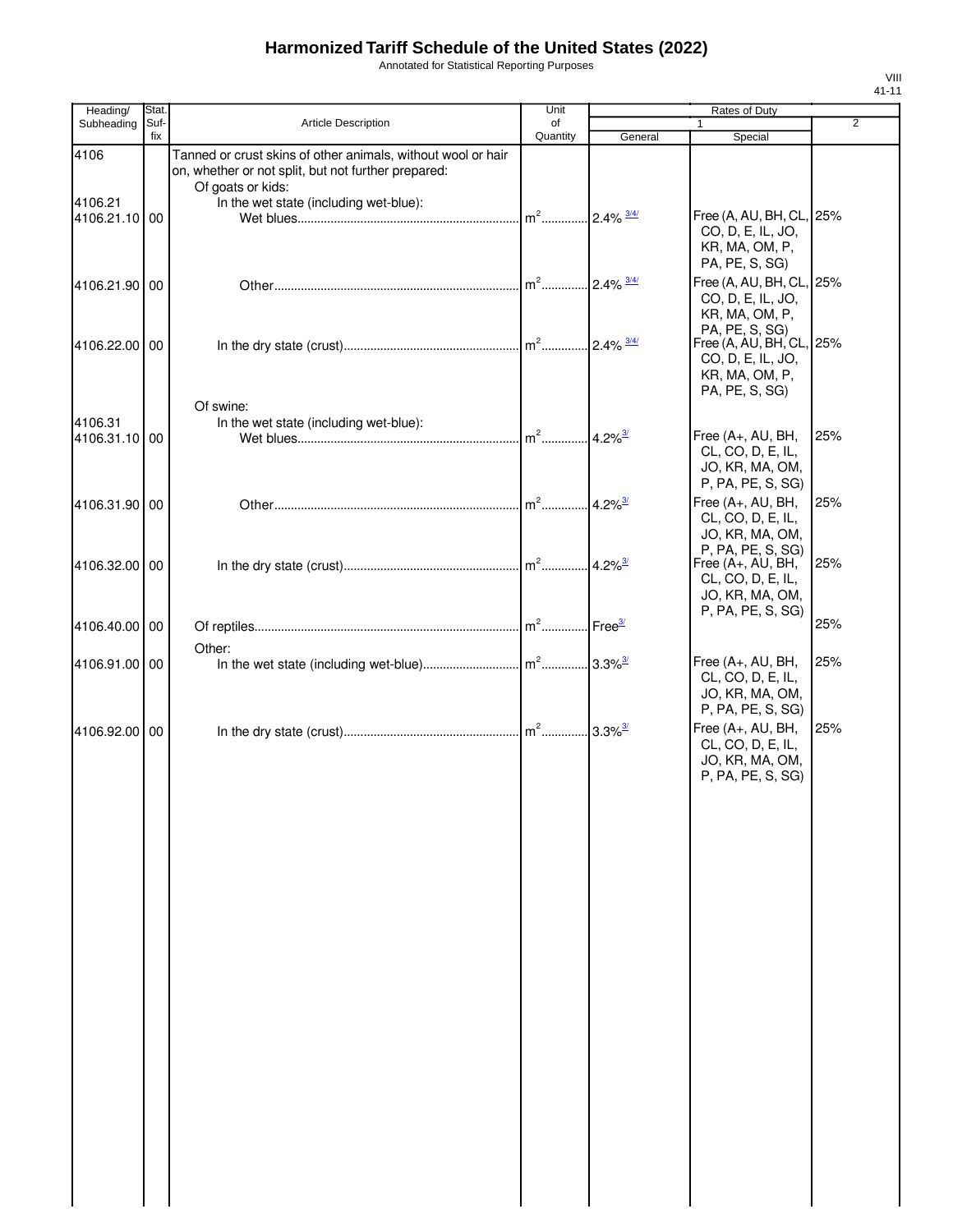# Harmonized Tariff Schedule of the United States (2022)

Annotated for Statistical Reporting Purposes

VIII
41-11

| Heading/ Subheading | Stat. Suf- fix | Article Description | Unit of Quantity | Rates of Duty 1 General | Special | 2 |
|---|---|---|---|---|---|---|
| 4106 | | Tanned or crust skins of other animals, without wool or hair on, whether or not split, but not further prepared: | | | | |
| | | Of goats or kids: | | | | |
| 4106.21 | | In the wet state (including wet-blue): | | | | |
| 4106.21.10 | 00 | Wet blues | m² | 2.4% 3/4/ | Free (A, AU, BH, CL, CO, D, E, IL, JO, KR, MA, OM, P, PA, PE, S, SG) | 25% |
| 4106.21.90 | 00 | Other | m² | 2.4% 3/4/ | Free (A, AU, BH, CL, CO, D, E, IL, JO, KR, MA, OM, P, PA, PE, S, SG) | 25% |
| 4106.22.00 | 00 | In the dry state (crust) | m² | 2.4% 3/4/ | Free (A, AU, BH, CL, CO, D, E, IL, JO, KR, MA, OM, P, PA, PE, S, SG) | 25% |
| | | Of swine: | | | | |
| 4106.31 | | In the wet state (including wet-blue): | | | | |
| 4106.31.10 | 00 | Wet blues | m² | 4.2% 3/ | Free (A+, AU, BH, CL, CO, D, E, IL, JO, KR, MA, OM, P, PA, PE, S, SG) | 25% |
| 4106.31.90 | 00 | Other | m² | 4.2% 3/ | Free (A+, AU, BH, CL, CO, D, E, IL, JO, KR, MA, OM, P, PA, PE, S, SG) | 25% |
| 4106.32.00 | 00 | In the dry state (crust) | m² | 4.2% 3/ | Free (A+, AU, BH, CL, CO, D, E, IL, JO, KR, MA, OM, P, PA, PE, S, SG) | 25% |
| 4106.40.00 | 00 | Of reptiles | m² | Free 3/ | | 25% |
| | | Other: | | | | |
| 4106.91.00 | 00 | In the wet state (including wet-blue) | m² | 3.3% 3/ | Free (A+, AU, BH, CL, CO, D, E, IL, JO, KR, MA, OM, P, PA, PE, S, SG) | 25% |
| 4106.92.00 | 00 | In the dry state (crust) | m² | 3.3% 3/ | Free (A+, AU, BH, CL, CO, D, E, IL, JO, KR, MA, OM, P, PA, PE, S, SG) | 25% |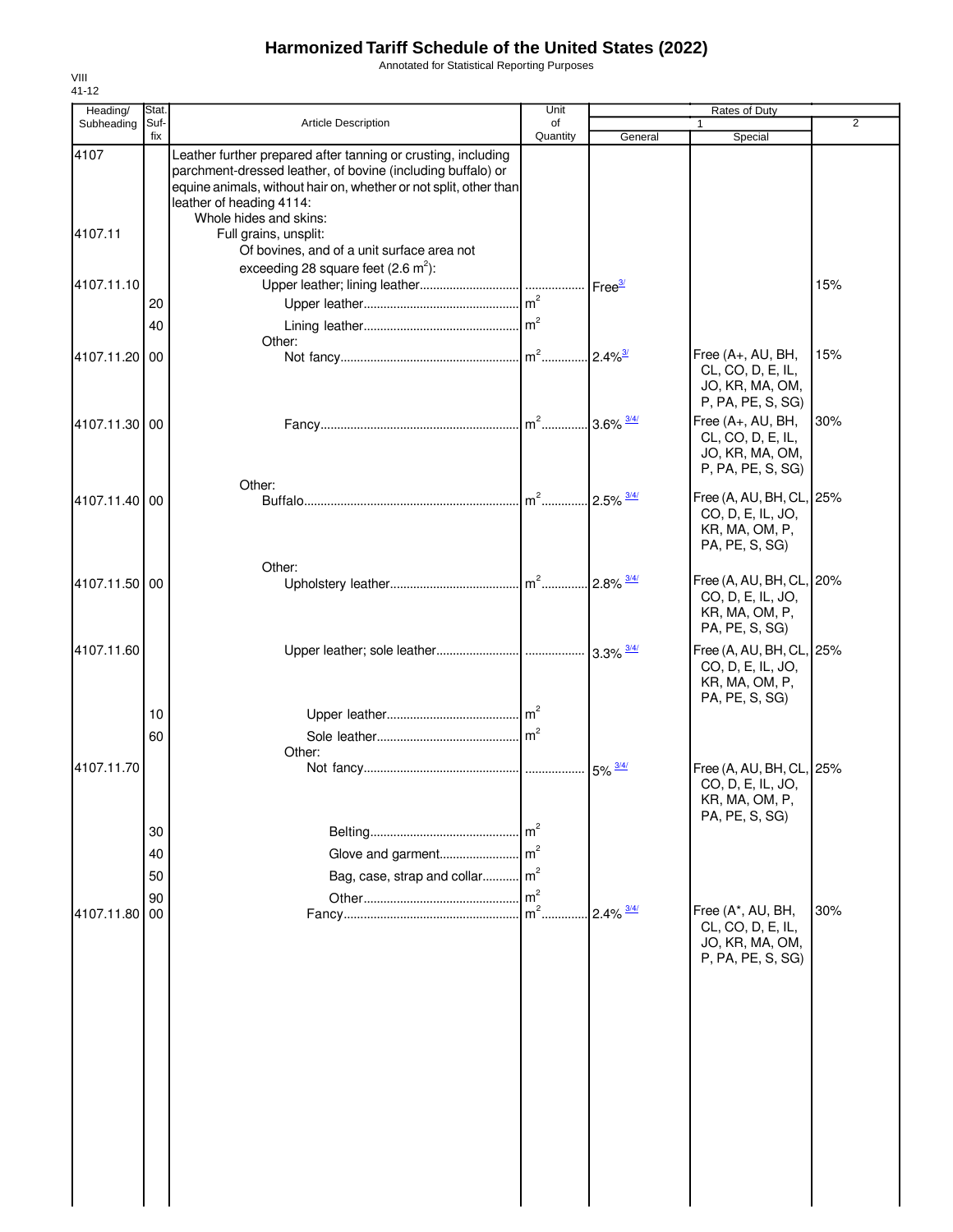# Harmonized Tariff Schedule of the United States (2022)

Annotated for Statistical Reporting Purposes

VIII
41-12

| Heading/ Subheading | Stat. Suf- fix | Article Description | Unit of Quantity | Rates of Duty 1 General | Special | 2 |
|---|---|---|---|---|---|---|
| 4107 | | Leather further prepared after tanning or crusting, including parchment-dressed leather, of bovine (including buffalo) or equine animals, without hair on, whether or not split, other than leather of heading 4114: | | | | |
| | | Whole hides and skins: | | | | |
| 4107.11 | | Full grains, unsplit: | | | | |
| | | Of bovines, and of a unit surface area not exceeding 28 square feet ($2.6\ m^2$): | | | | |
| 4107.11.10 | | Upper leather; lining leather | | Free[3/] | | 15% |
| | 20 | Upper leather | $m^2$ | | | |
| | 40 | Lining leather | $m^2$ | | | |
| | | Other: | | | | |
| 4107.11.20 | 00 | Not fancy | $m^2$ | 2.4%[3/] | Free (A+, AU, BH, CL, CO, D, E, IL, JO, KR, MA, OM, P, PA, PE, S, SG) | 15% |
| 4107.11.30 | 00 | Fancy | $m^2$ | 3.6% [3/4/] | Free (A+, AU, BH, CL, CO, D, E, IL, JO, KR, MA, OM, P, PA, PE, S, SG) | 30% |
| | | Other: | | | | |
| 4107.11.40 | 00 | Buffalo | $m^2$ | 2.5% [3/4/] | Free (A, AU, BH, CL, CO, D, E, IL, JO, KR, MA, OM, P, PA, PE, S, SG) | 25% |
| | | Other: | | | | |
| 4107.11.50 | 00 | Upholstery leather | $m^2$ | 2.8% [3/4/] | Free (A, AU, BH, CL, CO, D, E, IL, JO, KR, MA, OM, P, PA, PE, S, SG) | 20% |
| 4107.11.60 | | Upper leather; sole leather | | 3.3% [3/4/] | Free (A, AU, BH, CL, CO, D, E, IL, JO, KR, MA, OM, P, PA, PE, S, SG) | 25% |
| | 10 | Upper leather | $m^2$ | | | |
| | 60 | Sole leather | $m^2$ | | | |
| | | Other: | | | | |
| 4107.11.70 | | Not fancy | | 5% [3/4/] | Free (A, AU, BH, CL, CO, D, E, IL, JO, KR, MA, OM, P, PA, PE, S, SG) | 25% |
| | 30 | Belting | $m^2$ | | | |
| | 40 | Glove and garment | $m^2$ | | | |
| | 50 | Bag, case, strap and collar | $m^2$ | | | |
| | 90 | Other | $m^2$ | | | |
| 4107.11.80 | 00 | Fancy | $m^2$ | 2.4% [3/4/] | Free (A*, AU, BH, CL, CO, D, E, IL, JO, KR, MA, OM, P, PA, PE, S, SG) | 30% |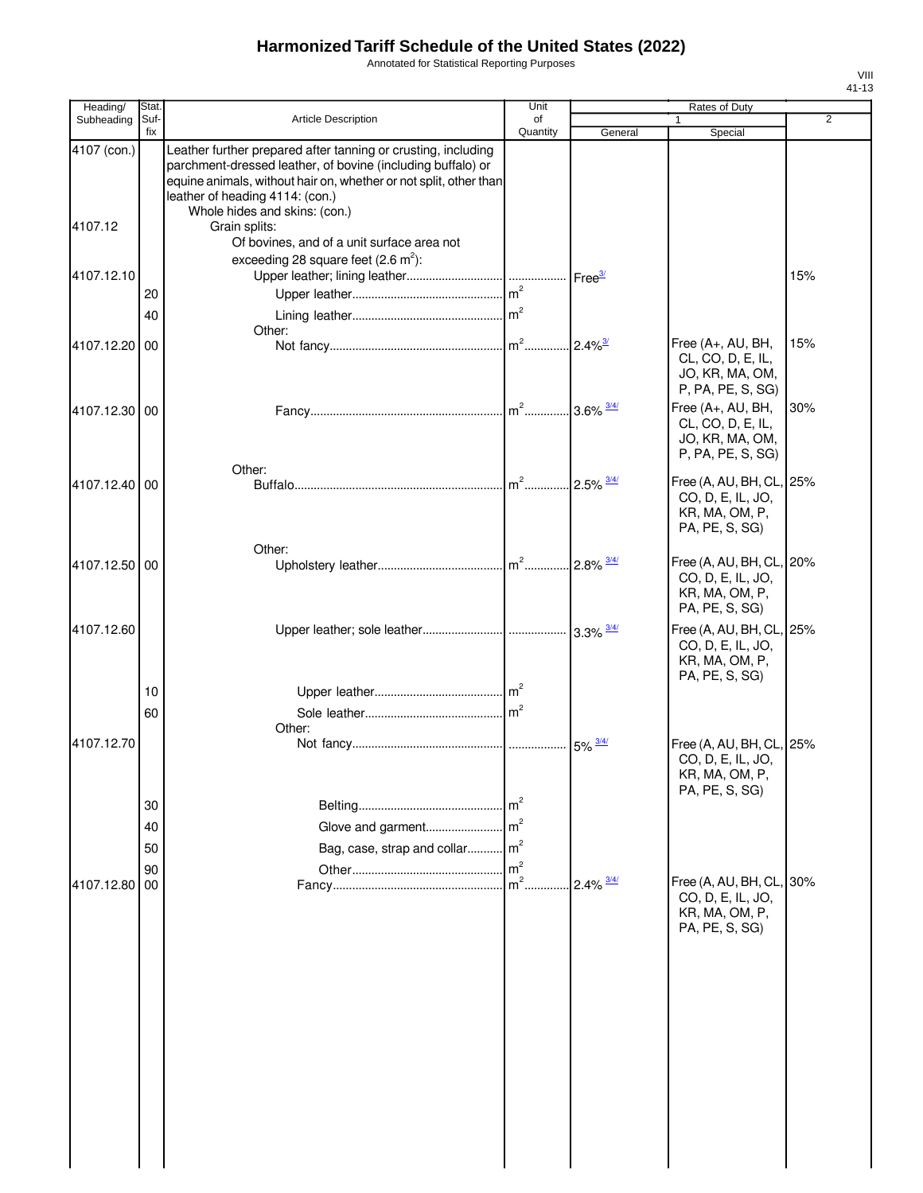# Harmonized Tariff Schedule of the United States (2022)

Annotated for Statistical Reporting Purposes

| Heading/ Subheading | Stat. Suf- fix | Article Description | Unit of Quantity | Rates of Duty 1 General | Special | 2 |
|---|---|---|---|---|---|---|
| 4107 (con.) | | Leather further prepared after tanning or crusting, including parchment-dressed leather, of bovine (including buffalo) or equine animals, without hair on, whether or not split, other than leather of heading 4114: (con.) | | | | |
| | | Whole hides and skins: (con.) | | | | |
| 4107.12 | | Grain splits: | | | | |
| | | Of bovines, and of a unit surface area not exceeding 28 square feet ($2.6 m^2$): | | | | |
| 4107.12.10 | | Upper leather; lining leather | | Free[3/] | | 15% |
| | 20 | Upper leather | $m^2$ | | | |
| | 40 | Lining leather | $m^2$ | | | |
| | | Other: | | | | |
| 4107.12.20 | 00 | Not fancy | $m^2$ | 2.4%[3/] | Free (A+, AU, BH, CL, CO, D, E, IL, JO, KR, MA, OM, P, PA, PE, S, SG) | 15% |
| 4107.12.30 | 00 | Fancy | $m^2$ | 3.6%[3/4/] | Free (A+, AU, BH, CL, CO, D, E, IL, JO, KR, MA, OM, P, PA, PE, S, SG) | 30% |
| | | Other: | | | | |
| 4107.12.40 | 00 | Buffalo | $m^2$ | 2.5%[3/4/] | Free (A, AU, BH, CL, CO, D, E, IL, JO, KR, MA, OM, P, PA, PE, S, SG) | 25% |
| | | Other: | | | | |
| 4107.12.50 | 00 | Upholstery leather | $m^2$ | 2.8%[3/4/] | Free (A, AU, BH, CL, CO, D, E, IL, JO, KR, MA, OM, P, PA, PE, S, SG) | 20% |
| 4107.12.60 | | Upper leather; sole leather | | 3.3%[3/4/] | Free (A, AU, BH, CL, CO, D, E, IL, JO, KR, MA, OM, P, PA, PE, S, SG) | 25% |
| | 10 | Upper leather | $m^2$ | | | |
| | 60 | Sole leather | $m^2$ | | | |
| | | Other: | | | | |
| 4107.12.70 | | Not fancy | | 5%[3/4/] | Free (A, AU, BH, CL, CO, D, E, IL, JO, KR, MA, OM, P, PA, PE, S, SG) | 25% |
| | 30 | Belting | $m^2$ | | | |
| | 40 | Glove and garment | $m^2$ | | | |
| | 50 | Bag, case, strap and collar | $m^2$ | | | |
| | 90 | Other | $m^2$ | | | |
| 4107.12.80 | 00 | Fancy | $m^2$ | 2.4%[3/4/] | Free (A, AU, BH, CL, CO, D, E, IL, JO, KR, MA, OM, P, PA, PE, S, SG) | 30% |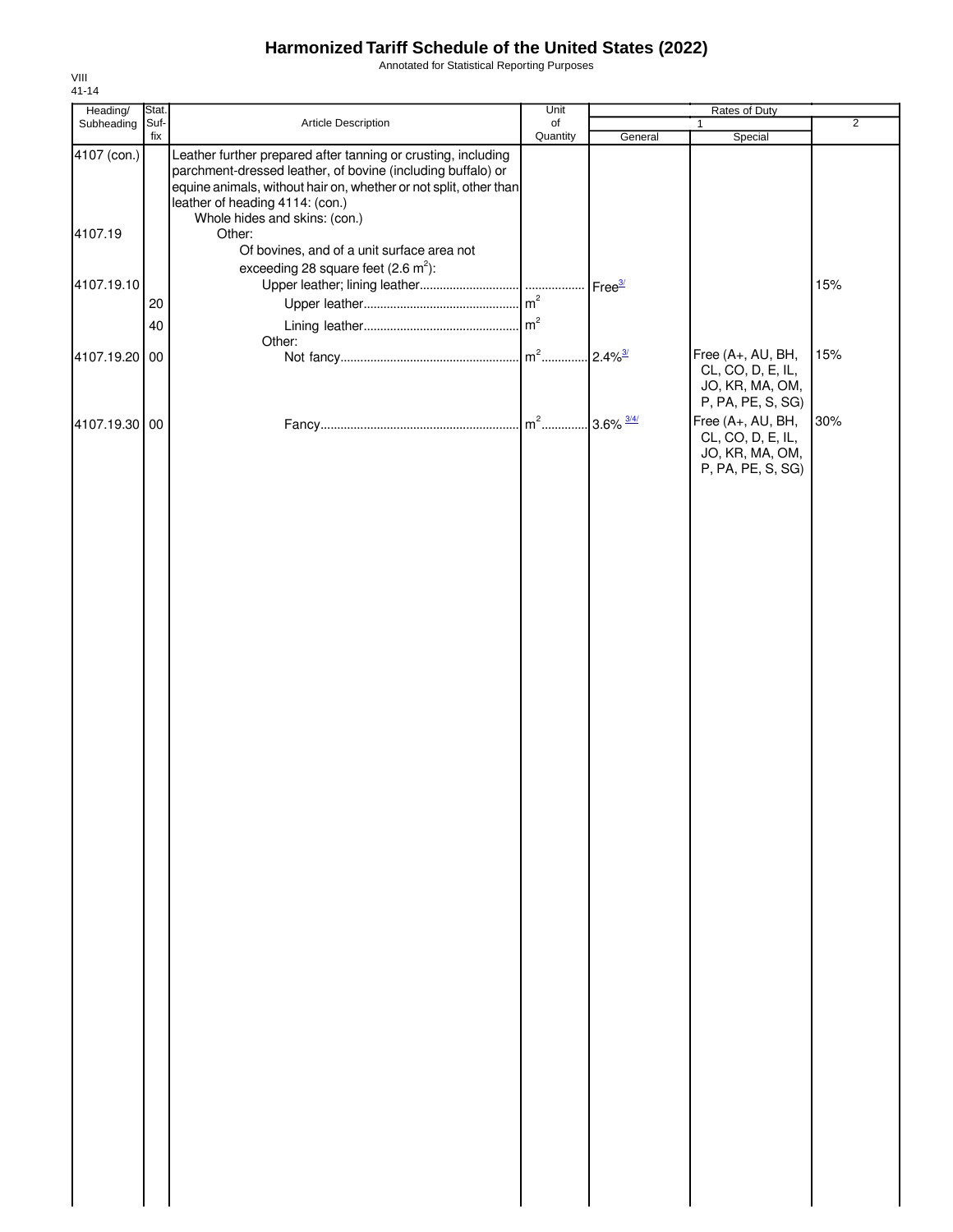# Harmonized Tariff Schedule of the United States (2022)

Annotated for Statistical Reporting Purposes

VIII
41-14

| Heading/ Subheading | Stat. Suf- fix | Article Description | Unit of Quantity | Rates of Duty 1 General | Special | 2 |
|---|---|---|---|---|---|---|
| 4107 (con.) | | Leather further prepared after tanning or crusting, including parchment-dressed leather, of bovine (including buffalo) or equine animals, without hair on, whether or not split, other than leather of heading 4114: (con.) | | | | |
| | | Whole hides and skins: (con.) | | | | |
| 4107.19 | | Other: | | | | |
| | | Of bovines, and of a unit surface area not exceeding 28 square feet (2.6 $m^2$): | | | | |
| 4107.19.10 | | Upper leather; lining leather | ... | Free[3/] | | 15% |
| | 20 | Upper leather | $m^2$ | | | |
| | 40 | Lining leather | $m^2$ | | | |
| | | Other: | | | | |
| 4107.19.20 | 00 | Not fancy | $m^2$ | 2.4%[3/] | Free (A+, AU, BH, CL, CO, D, E, IL, JO, KR, MA, OM, P, PA, PE, S, SG) | 15% |
| 4107.19.30 | 00 | Fancy | $m^2$ | 3.6%[3/4/] | Free (A+, AU, BH, CL, CO, D, E, IL, JO, KR, MA, OM, P, PA, PE, S, SG) | 30% |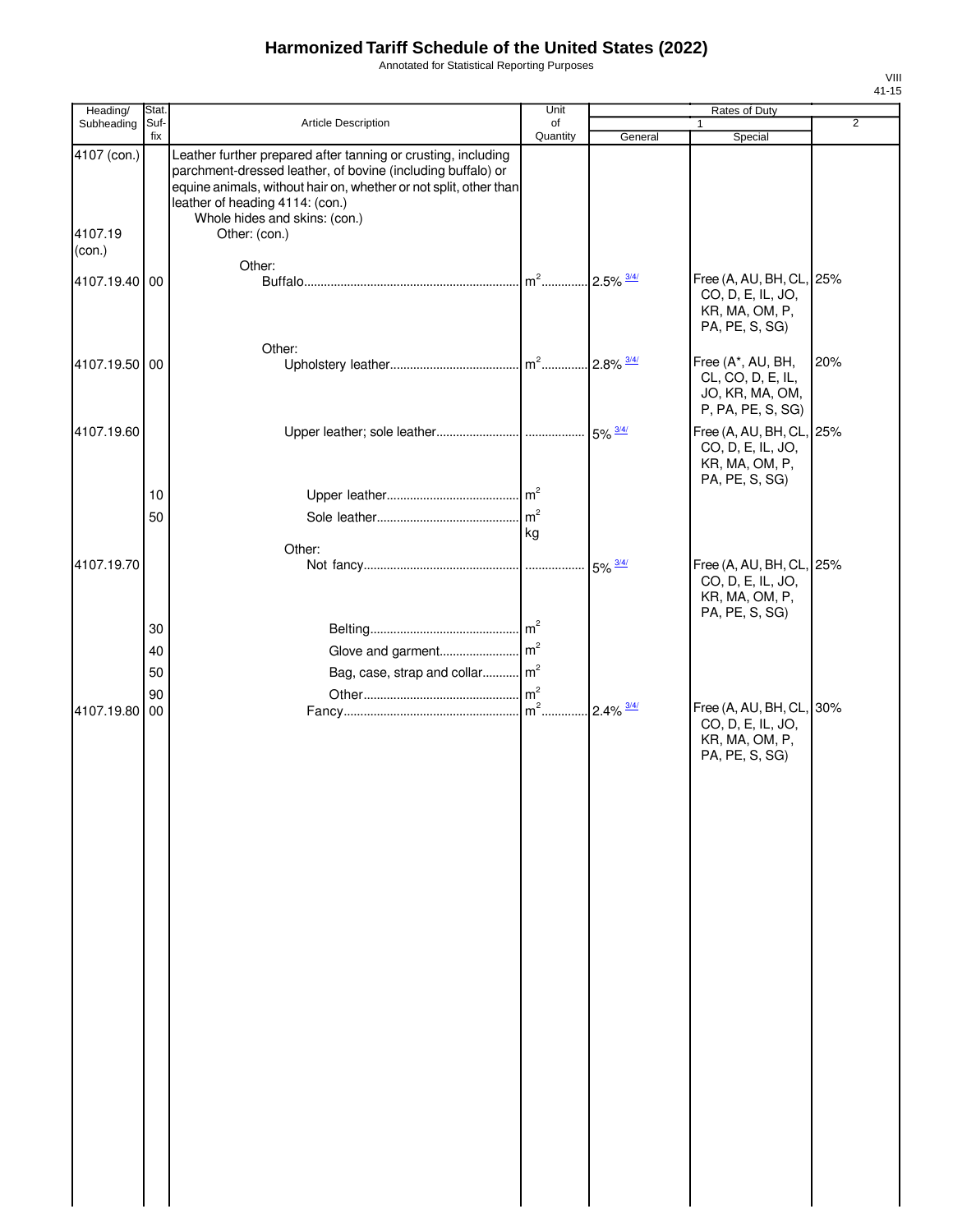# Harmonized Tariff Schedule of the United States (2022)

Annotated for Statistical Reporting Purposes

VIII
41-15

| Heading/ Subheading | Stat. Suf- fix | Article Description | Unit of Quantity | Rates of Duty 1 General | Rates of Duty 1 Special | Rates of Duty 2 |
|---|---|---|---|---|---|---|
| 4107 (con.) | | Leather further prepared after tanning or crusting, including parchment-dressed leather, of bovine (including buffalo) or equine animals, without hair on, whether or not split, other than leather of heading 4114: (con.) | | | | |
| | | Whole hides and skins: (con.) | | | | |
| 4107.19 (con.) | | Other: (con.) | | | | |
| | | Other: | | | | |
| 4107.19.40 | 00 | Buffalo | $m^2$ | 2.5% 3/4/ | Free (A, AU, BH, CL, CO, D, E, IL, JO, KR, MA, OM, P, PA, PE, S, SG) | 25% |
| | | Other: | | | | |
| 4107.19.50 | 00 | Upholstery leather | $m^2$ | 2.8% 3/4/ | Free (A*, AU, BH, CL, CO, D, E, IL, JO, KR, MA, OM, P, PA, PE, S, SG) | 20% |
| 4107.19.60 | | Upper leather; sole leather | | 5% 3/4/ | Free (A, AU, BH, CL, CO, D, E, IL, JO, KR, MA, OM, P, PA, PE, S, SG) | 25% |
| | 10 | Upper leather | $m^2$ | | | |
| | 50 | Sole leather | $m^2$ kg | | | |
| | | Other: | | | | |
| 4107.19.70 | | Not fancy | | 5% 3/4/ | Free (A, AU, BH, CL, CO, D, E, IL, JO, KR, MA, OM, P, PA, PE, S, SG) | 25% |
| | 30 | Belting | $m^2$ | | | |
| | 40 | Glove and garment | $m^2$ | | | |
| | 50 | Bag, case, strap and collar | $m^2$ | | | |
| | 90 | Other | $m^2$ | | | |
| 4107.19.80 | 00 | Fancy | $m^2$ | 2.4% 3/4/ | Free (A, AU, BH, CL, CO, D, E, IL, JO, KR, MA, OM, P, PA, PE, S, SG) | 30% |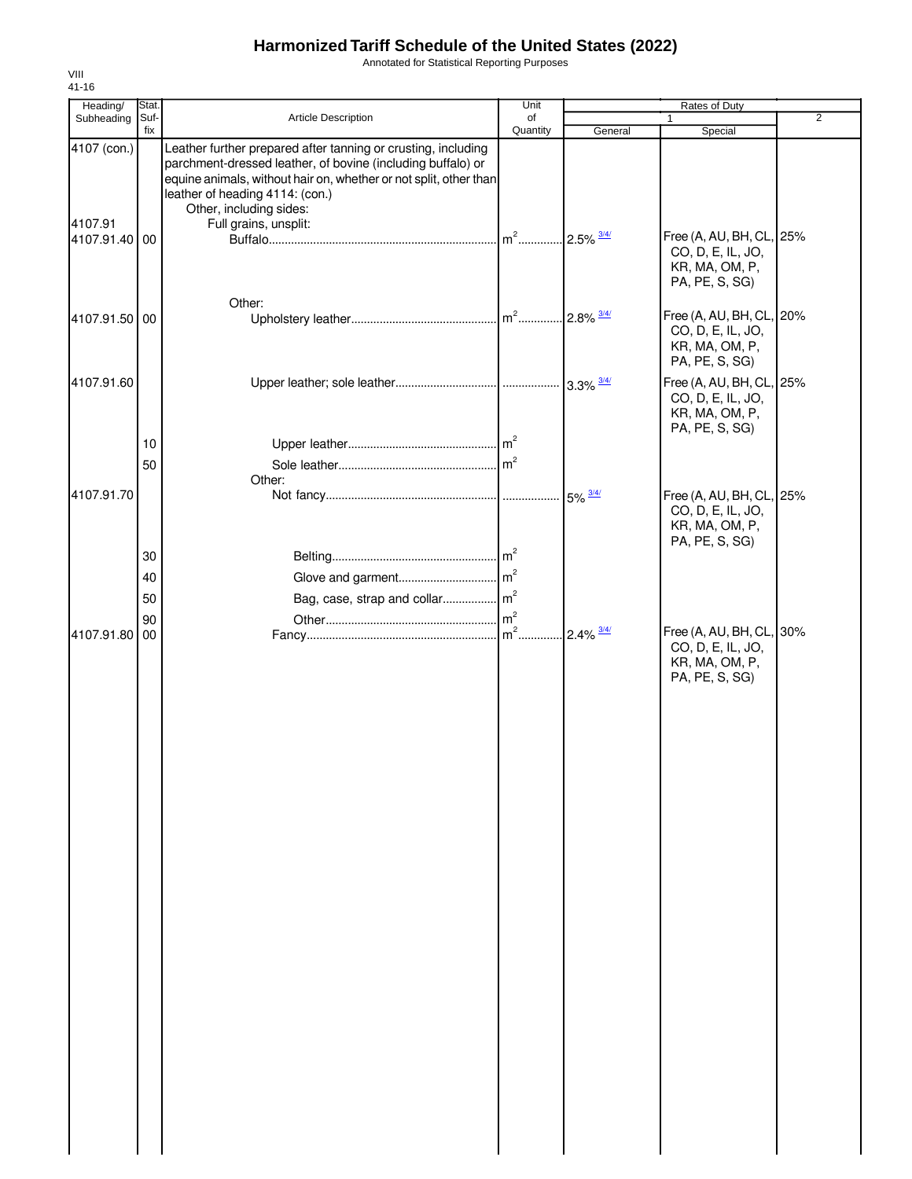# Harmonized Tariff Schedule of the United States (2022)

Annotated for Statistical Reporting Purposes

VIII
41-16

| Heading/ Subheading | Stat. Suf- fix | Article Description | Unit of Quantity | Rates of Duty 1 General | Special | 2 |
|---|---|---|---|---|---|---|
| 4107 (con.) | | Leather further prepared after tanning or crusting, including parchment-dressed leather, of bovine (including buffalo) or equine animals, without hair on, whether or not split, other than leather of heading 4114: (con.) | | | | |
| | | Other, including sides: | | | | |
| 4107.91 | | Full grains, unsplit: | | | | |
| 4107.91.40 | 00 | Buffalo | m² | 2.5% 3/4/ | Free (A, AU, BH, CL, CO, D, E, IL, JO, KR, MA, OM, P, PA, PE, S, SG) | 25% |
| | | Other: | | | | |
| 4107.91.50 | 00 | Upholstery leather | m² | 2.8% 3/4/ | Free (A, AU, BH, CL, CO, D, E, IL, JO, KR, MA, OM, P, PA, PE, S, SG) | 20% |
| 4107.91.60 | | Upper leather; sole leather | | 3.3% 3/4/ | Free (A, AU, BH, CL, CO, D, E, IL, JO, KR, MA, OM, P, PA, PE, S, SG) | 25% |
| | 10 | Upper leather | m² | | | |
| | 50 | Sole leather | m² | | | |
| | | Other: | | | | |
| 4107.91.70 | | Not fancy | | 5% 3/4/ | Free (A, AU, BH, CL, CO, D, E, IL, JO, KR, MA, OM, P, PA, PE, S, SG) | 25% |
| | 30 | Belting | m² | | | |
| | 40 | Glove and garment | m² | | | |
| | 50 | Bag, case, strap and collar | m² | | | |
| | 90 | Other | m² | | | |
| 4107.91.80 | 00 | Fancy | m² | 2.4% 3/4/ | Free (A, AU, BH, CL, CO, D, E, IL, JO, KR, MA, OM, P, PA, PE, S, SG) | 30% |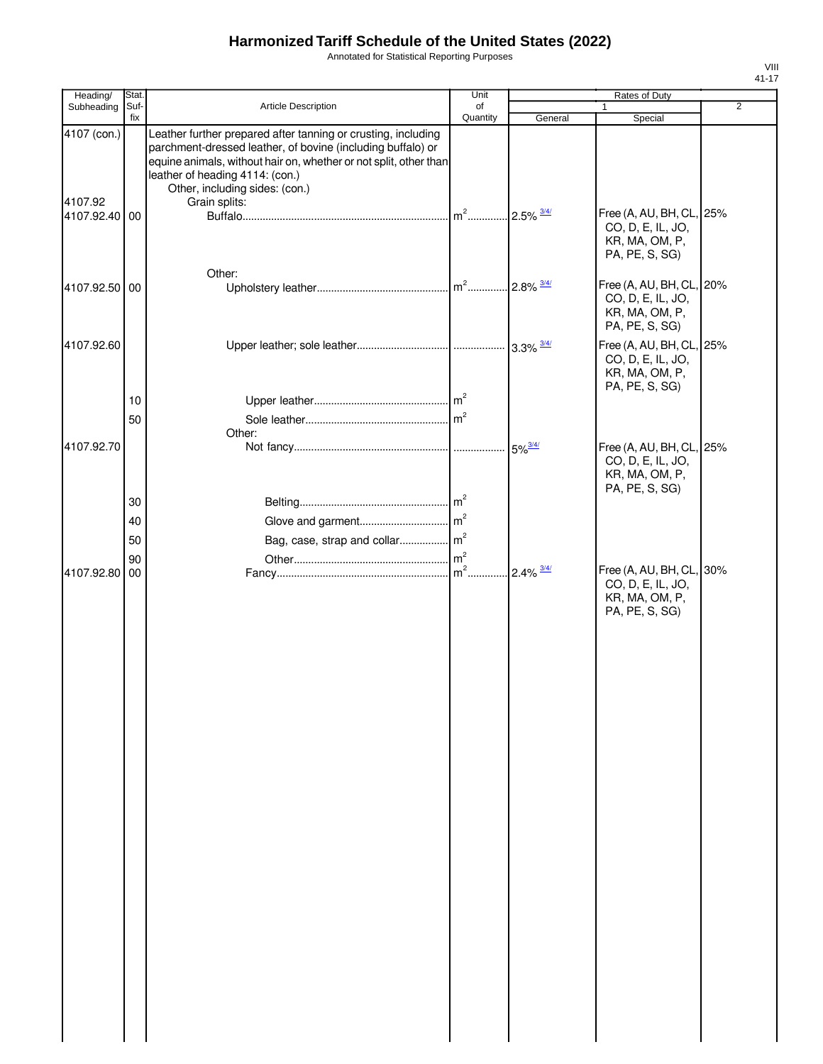# Harmonized Tariff Schedule of the United States (2022)

Annotated for Statistical Reporting Purposes

VIII
41-17

| Heading/ Subheading | Stat. Suf- fix | Article Description | Unit of Quantity | Rates of Duty 1 General | Rates of Duty 1 Special | Rates of Duty 2 |
|---|---|---|---|---|---|---|
| 4107 (con.) | | Leather further prepared after tanning or crusting, including parchment-dressed leather, of bovine (including buffalo) or equine animals, without hair on, whether or not split, other than leather of heading 4114: (con.) | | | | |
| | | Other, including sides: (con.) | | | | |
| 4107.92 | | Grain splits: | | | | |
| 4107.92.40 | 00 | Buffalo | $m^2$ | 2.5% 3/4/ | Free (A, AU, BH, CL, CO, D, E, IL, JO, KR, MA, OM, P, PA, PE, S, SG) | 25% |
| | | Other: | | | | |
| 4107.92.50 | 00 | Upholstery leather | $m^2$ | 2.8% 3/4/ | Free (A, AU, BH, CL, CO, D, E, IL, JO, KR, MA, OM, P, PA, PE, S, SG) | 20% |
| 4107.92.60 | | Upper leather; sole leather | | 3.3% 3/4/ | Free (A, AU, BH, CL, CO, D, E, IL, JO, KR, MA, OM, P, PA, PE, S, SG) | 25% |
| | 10 | Upper leather | $m^2$ | | | |
| | 50 | Sole leather | $m^2$ | | | |
| | | Other: | | | | |
| 4107.92.70 | | Not fancy | | 5% 3/4/ | Free (A, AU, BH, CL, CO, D, E, IL, JO, KR, MA, OM, P, PA, PE, S, SG) | 25% |
| | 30 | Belting | $m^2$ | | | |
| | 40 | Glove and garment | $m^2$ | | | |
| | 50 | Bag, case, strap and collar | $m^2$ | | | |
| | 90 | Other | $m^2$ | | | |
| 4107.92.80 | 00 | Fancy | $m^2$ | 2.4% 3/4/ | Free (A, AU, BH, CL, CO, D, E, IL, JO, KR, MA, OM, P, PA, PE, S, SG) | 30% |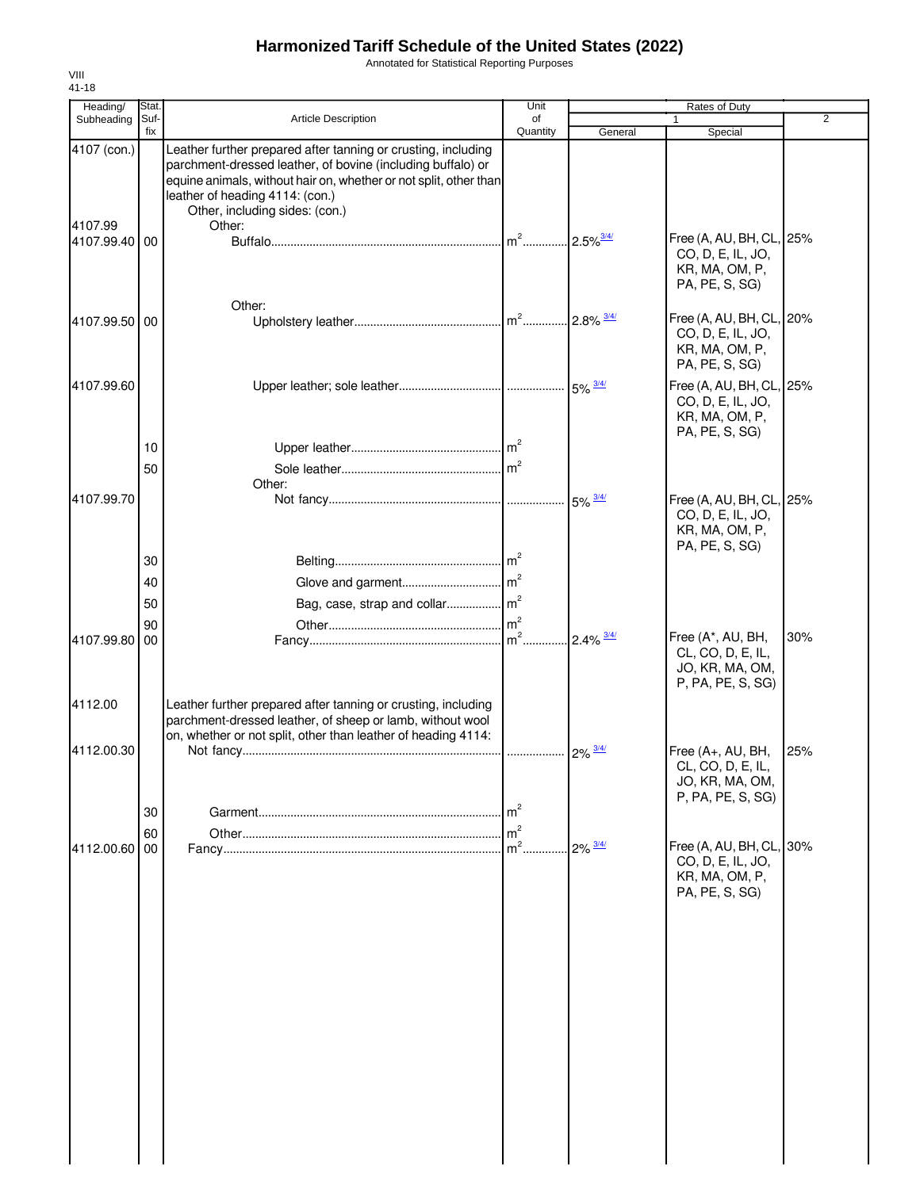# Harmonized Tariff Schedule of the United States (2022)

Annotated for Statistical Reporting Purposes

VIII
41-18

| Heading/ Subheading | Stat. Suf- fix | Article Description | Unit of Quantity | Rates of Duty 1 General | Special | 2 |
|---|---|---|---|---|---|---|
| 4107 (con.) | | Leather further prepared after tanning or crusting, including parchment-dressed leather, of bovine (including buffalo) or equine animals, without hair on, whether or not split, other than leather of heading 4114: (con.) | | | | |
| | | Other, including sides: (con.) | | | | |
| 4107.99 | | Other: | | | | |
| 4107.99.40 | 00 | Buffalo | $m^2$ | 2.5% 3/4/ | Free (A, AU, BH, CL, CO, D, E, IL, JO, KR, MA, OM, P, PA, PE, S, SG) | 25% |
| | | Other: | | | | |
| 4107.99.50 | 00 | Upholstery leather | $m^2$ | 2.8% 3/4/ | Free (A, AU, BH, CL, CO, D, E, IL, JO, KR, MA, OM, P, PA, PE, S, SG) | 20% |
| 4107.99.60 | | Upper leather; sole leather | | 5% 3/4/ | Free (A, AU, BH, CL, CO, D, E, IL, JO, KR, MA, OM, P, PA, PE, S, SG) | 25% |
| | 10 | Upper leather | $m^2$ | | | |
| | 50 | Sole leather | $m^2$ | | | |
| | | Other: | | | | |
| 4107.99.70 | | Not fancy | | 5% 3/4/ | Free (A, AU, BH, CL, CO, D, E, IL, JO, KR, MA, OM, P, PA, PE, S, SG) | 25% |
| | 30 | Belting | $m^2$ | | | |
| | 40 | Glove and garment | $m^2$ | | | |
| | 50 | Bag, case, strap and collar | $m^2$ | | | |
| | 90 | Other | $m^2$ | | | |
| 4107.99.80 | 00 | Fancy | $m^2$ | 2.4% 3/4/ | Free (A*, AU, BH, CL, CO, D, E, IL, JO, KR, MA, OM, P, PA, PE, S, SG) | 30% |
| 4112.00 | | Leather further prepared after tanning or crusting, including parchment-dressed leather, of sheep or lamb, without wool on, whether or not split, other than leather of heading 4114: | | | | |
| 4112.00.30 | | Not fancy | | 2% 3/4/ | Free (A+, AU, BH, CL, CO, D, E, IL, JO, KR, MA, OM, P, PA, PE, S, SG) | 25% |
| | 30 | Garment | $m^2$ | | | |
| | 60 | Other | $m^2$ | | | |
| 4112.00.60 | 00 | Fancy | $m^2$ | 2% 3/4/ | Free (A, AU, BH, CL, CO, D, E, IL, JO, KR, MA, OM, P, PA, PE, S, SG) | 30% |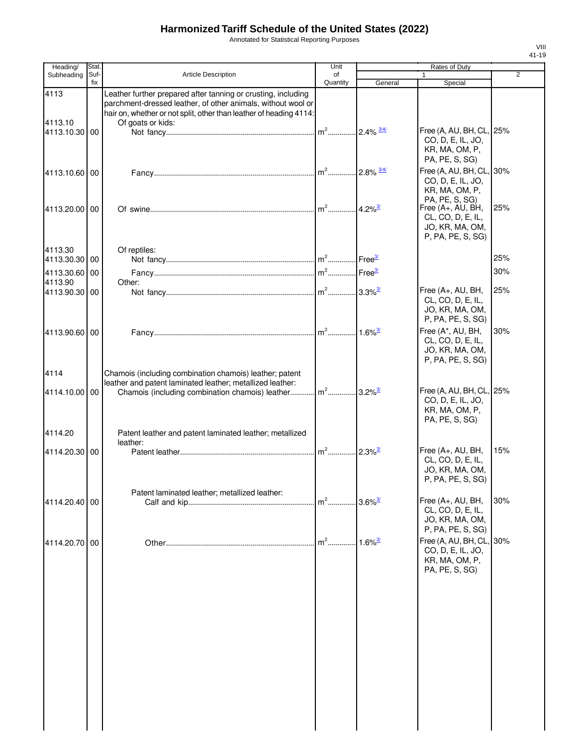# Harmonized Tariff Schedule of the United States (2022)

Annotated for Statistical Reporting Purposes

| Heading/ Subheading | Stat. Suf- fix | Article Description | Unit of Quantity | Rates of Duty 1 General | Rates of Duty 1 Special | Rates of Duty 2 |
|---|---|---|---|---|---|---|
| 4113 | | Leather further prepared after tanning or crusting, including parchment-dressed leather, of other animals, without wool or hair on, whether or not split, other than leather of heading 4114: | | | | |
| 4113.10 | | Of goats or kids: | | | | |
| 4113.10.30 | 00 | Not fancy | m² | 2.4% 3/4/ | Free (A, AU, BH, CL, CO, D, E, IL, JO, KR, MA, OM, P, PA, PE, S, SG) | 25% |
| 4113.10.60 | 00 | Fancy | m² | 2.8% 3/4/ | Free (A, AU, BH, CL, CO, D, E, IL, JO, KR, MA, OM, P, PA, PE, S, SG) | 30% |
| 4113.20.00 | 00 | Of swine | m² | 4.2% 3/ | Free (A+, AU, BH, CL, CO, D, E, IL, JO, KR, MA, OM, P, PA, PE, S, SG) | 25% |
| 4113.30 | | Of reptiles: | | | | |
| 4113.30.30 | 00 | Not fancy | m² | Free 3/ | | 25% |
| 4113.30.60 | 00 | Fancy | m² | Free 3/ | | 30% |
| 4113.90 | | Other: | | | | |
| 4113.90.30 | 00 | Not fancy | m² | 3.3% 3/ | Free (A+, AU, BH, CL, CO, D, E, IL, JO, KR, MA, OM, P, PA, PE, S, SG) | 25% |
| 4113.90.60 | 00 | Fancy | m² | 1.6% 3/ | Free (A*, AU, BH, CL, CO, D, E, IL, JO, KR, MA, OM, P, PA, PE, S, SG) | 30% |
| 4114 | | Chamois (including combination chamois) leather; patent leather and patent laminated leather; metallized leather: | | | | |
| 4114.10.00 | 00 | Chamois (including combination chamois) leather | m² | 3.2% 3/ | Free (A, AU, BH, CL, CO, D, E, IL, JO, KR, MA, OM, P, PA, PE, S, SG) | 25% |
| 4114.20 | | Patent leather and patent laminated leather; metallized leather: | | | | |
| 4114.20.30 | 00 | Patent leather | m² | 2.3% 3/ | Free (A+, AU, BH, CL, CO, D, E, IL, JO, KR, MA, OM, P, PA, PE, S, SG) | 15% |
| | | Patent laminated leather; metallized leather: | | | | |
| 4114.20.40 | 00 | Calf and kip | m² | 3.6% 3/ | Free (A+, AU, BH, CL, CO, D, E, IL, JO, KR, MA, OM, P, PA, PE, S, SG) | 30% |
| 4114.20.70 | 00 | Other | m² | 1.6% 3/ | Free (A, AU, BH, CL, CO, D, E, IL, JO, KR, MA, OM, P, PA, PE, S, SG) | 30% |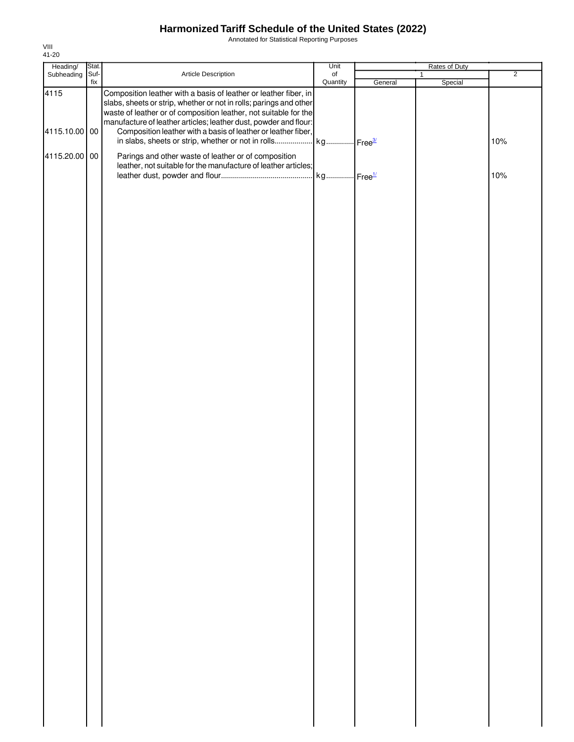# Harmonized Tariff Schedule of the United States (2022)

Annotated for Statistical Reporting Purposes

VIII
41-20

| Heading/ Subheading | Stat. Suf- fix | Article Description | Unit of Quantity | Rates of Duty | | |
|---|---|---|---|---|---|---|
| | | | | 1 | | 2 |
| | | | | General | Special | |
| 4115 | | Composition leather with a basis of leather or leather fiber, in slabs, sheets or strip, whether or not in rolls; parings and other waste of leather or of composition leather, not suitable for the manufacture of leather articles; leather dust, powder and flour: | | | | |
| 4115.10.00 | 00 | Composition leather with a basis of leather or leather fiber, in slabs, sheets or strip, whether or not in rolls | kg | Free[3/] | | 10% |
| 4115.20.00 | 00 | Parings and other waste of leather or of composition leather, not suitable for the manufacture of leather articles; leather dust, powder and flour | kg | Free[1/] | | 10% |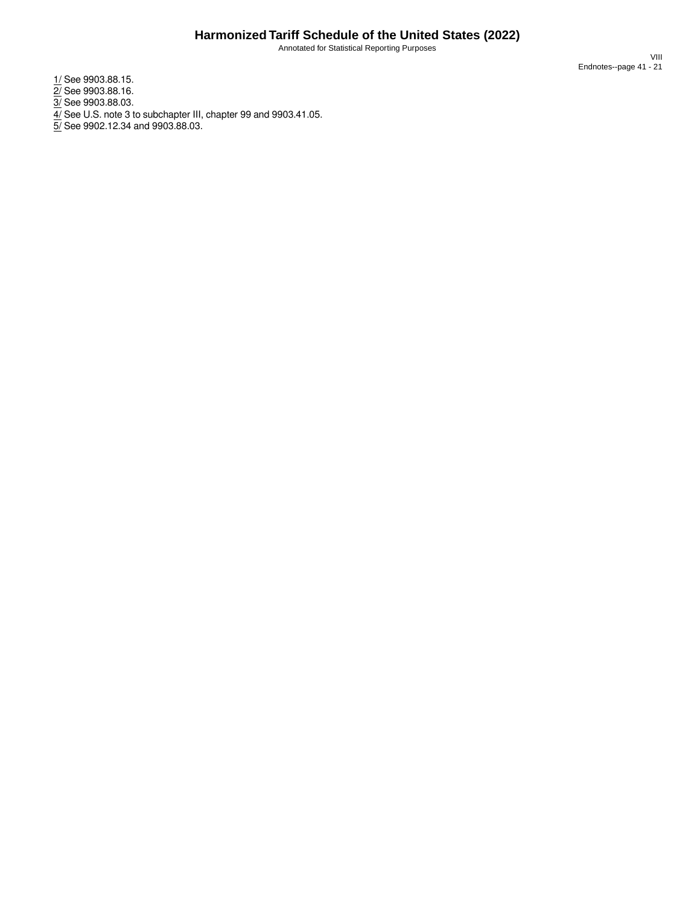1/ See 9903.88.15.
2/ See 9903.88.16.
3/ See 9903.88.03.
4/ See U.S. note 3 to subchapter III, chapter 99 and 9903.41.05.
5/ See 9902.12.34 and 9903.88.03.